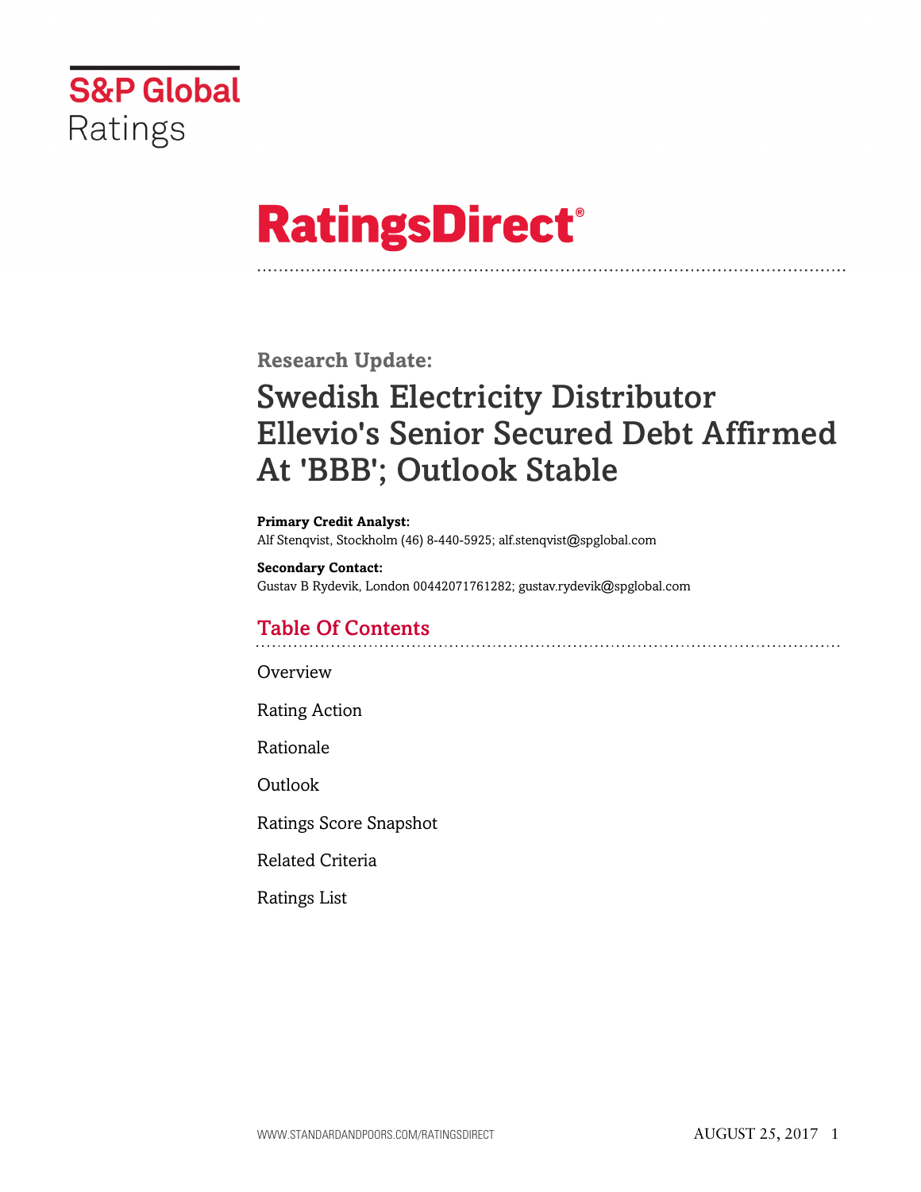S&P Global
Ratings

# RatingsDirect®

**Research Update:**

# Swedish Electricity Distributor Ellevio's Senior Secured Debt Affirmed At 'BBB'; Outlook Stable

**Primary Credit Analyst:**
Alf Stenqvist, Stockholm (46) 8-440-5925; alf.stenqvist@spglobal.com

**Secondary Contact:**
Gustav B Rydevik, London 00442071761282; gustav.rydevik@spglobal.com

## Table Of Contents

Overview

Rating Action

Rationale

Outlook

Ratings Score Snapshot

Related Criteria

Ratings List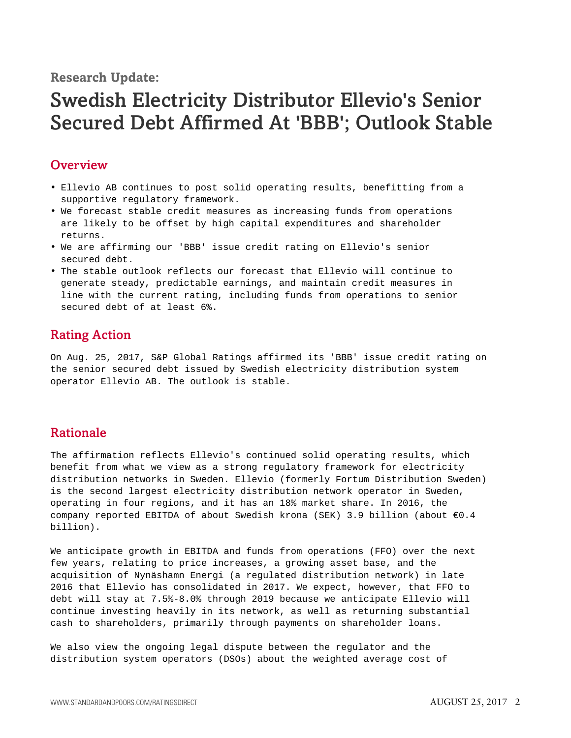Research Update:

# Swedish Electricity Distributor Ellevio's Senior Secured Debt Affirmed At 'BBB'; Outlook Stable

## Overview

- Ellevio AB continues to post solid operating results, benefitting from a supportive regulatory framework.
- We forecast stable credit measures as increasing funds from operations are likely to be offset by high capital expenditures and shareholder returns.
- We are affirming our 'BBB' issue credit rating on Ellevio's senior secured debt.
- The stable outlook reflects our forecast that Ellevio will continue to generate steady, predictable earnings, and maintain credit measures in line with the current rating, including funds from operations to senior secured debt of at least 6%.

## Rating Action

On Aug. 25, 2017, S&P Global Ratings affirmed its 'BBB' issue credit rating on the senior secured debt issued by Swedish electricity distribution system operator Ellevio AB. The outlook is stable.

## Rationale

The affirmation reflects Ellevio's continued solid operating results, which benefit from what we view as a strong regulatory framework for electricity distribution networks in Sweden. Ellevio (formerly Fortum Distribution Sweden) is the second largest electricity distribution network operator in Sweden, operating in four regions, and it has an 18% market share. In 2016, the company reported EBITDA of about Swedish krona (SEK) 3.9 billion (about €0.4 billion).

We anticipate growth in EBITDA and funds from operations (FFO) over the next few years, relating to price increases, a growing asset base, and the acquisition of Nynäshamn Energi (a regulated distribution network) in late 2016 that Ellevio has consolidated in 2017. We expect, however, that FFO to debt will stay at 7.5%-8.0% through 2019 because we anticipate Ellevio will continue investing heavily in its network, as well as returning substantial cash to shareholders, primarily through payments on shareholder loans.

We also view the ongoing legal dispute between the regulator and the distribution system operators (DSOs) about the weighted average cost of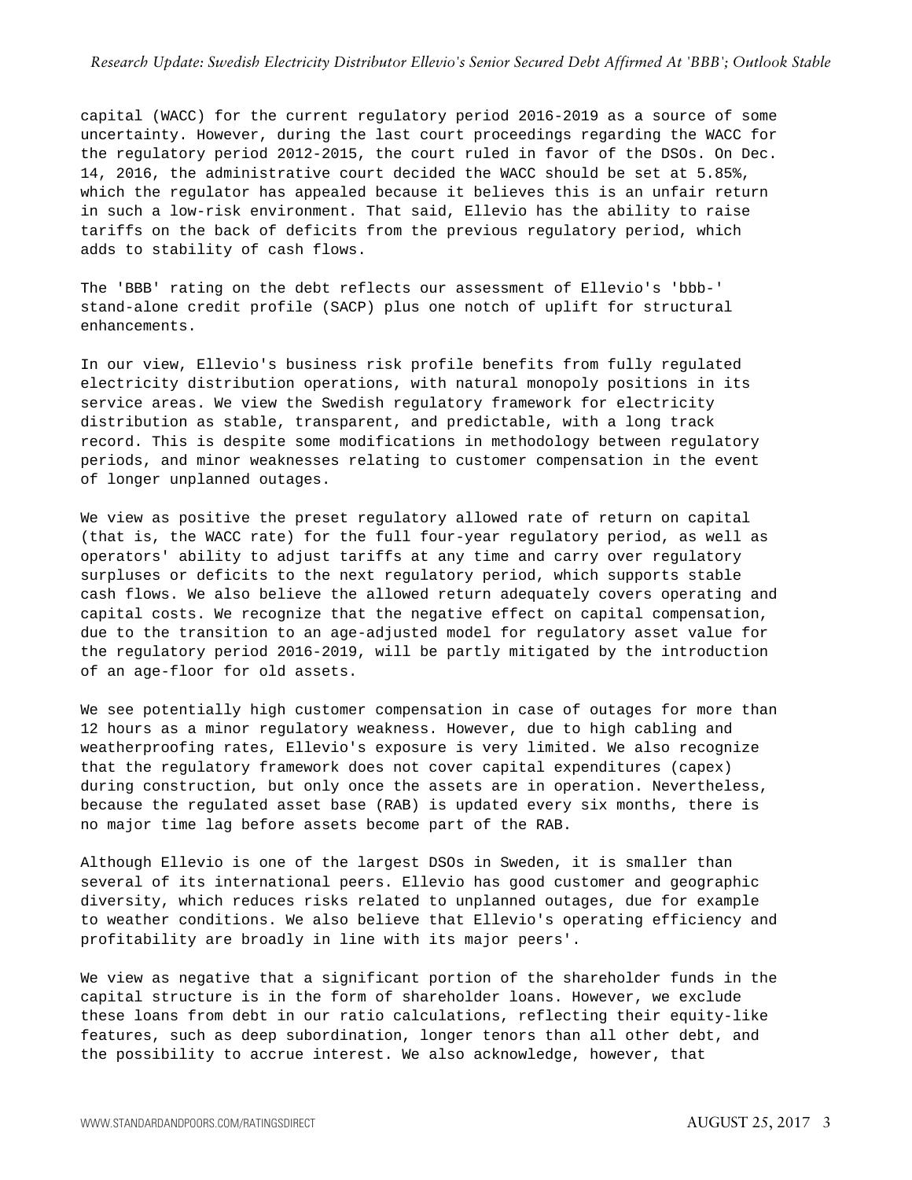capital (WACC) for the current regulatory period 2016-2019 as a source of some uncertainty. However, during the last court proceedings regarding the WACC for the regulatory period 2012-2015, the court ruled in favor of the DSOs. On Dec. 14, 2016, the administrative court decided the WACC should be set at 5.85%, which the regulator has appealed because it believes this is an unfair return in such a low-risk environment. That said, Ellevio has the ability to raise tariffs on the back of deficits from the previous regulatory period, which adds to stability of cash flows.

The 'BBB' rating on the debt reflects our assessment of Ellevio's 'bbb-' stand-alone credit profile (SACP) plus one notch of uplift for structural enhancements.

In our view, Ellevio's business risk profile benefits from fully regulated electricity distribution operations, with natural monopoly positions in its service areas. We view the Swedish regulatory framework for electricity distribution as stable, transparent, and predictable, with a long track record. This is despite some modifications in methodology between regulatory periods, and minor weaknesses relating to customer compensation in the event of longer unplanned outages.

We view as positive the preset regulatory allowed rate of return on capital (that is, the WACC rate) for the full four-year regulatory period, as well as operators' ability to adjust tariffs at any time and carry over regulatory surpluses or deficits to the next regulatory period, which supports stable cash flows. We also believe the allowed return adequately covers operating and capital costs. We recognize that the negative effect on capital compensation, due to the transition to an age-adjusted model for regulatory asset value for the regulatory period 2016-2019, will be partly mitigated by the introduction of an age-floor for old assets.

We see potentially high customer compensation in case of outages for more than 12 hours as a minor regulatory weakness. However, due to high cabling and weatherproofing rates, Ellevio's exposure is very limited. We also recognize that the regulatory framework does not cover capital expenditures (capex) during construction, but only once the assets are in operation. Nevertheless, because the regulated asset base (RAB) is updated every six months, there is no major time lag before assets become part of the RAB.

Although Ellevio is one of the largest DSOs in Sweden, it is smaller than several of its international peers. Ellevio has good customer and geographic diversity, which reduces risks related to unplanned outages, due for example to weather conditions. We also believe that Ellevio's operating efficiency and profitability are broadly in line with its major peers'.

We view as negative that a significant portion of the shareholder funds in the capital structure is in the form of shareholder loans. However, we exclude these loans from debt in our ratio calculations, reflecting their equity-like features, such as deep subordination, longer tenors than all other debt, and the possibility to accrue interest. We also acknowledge, however, that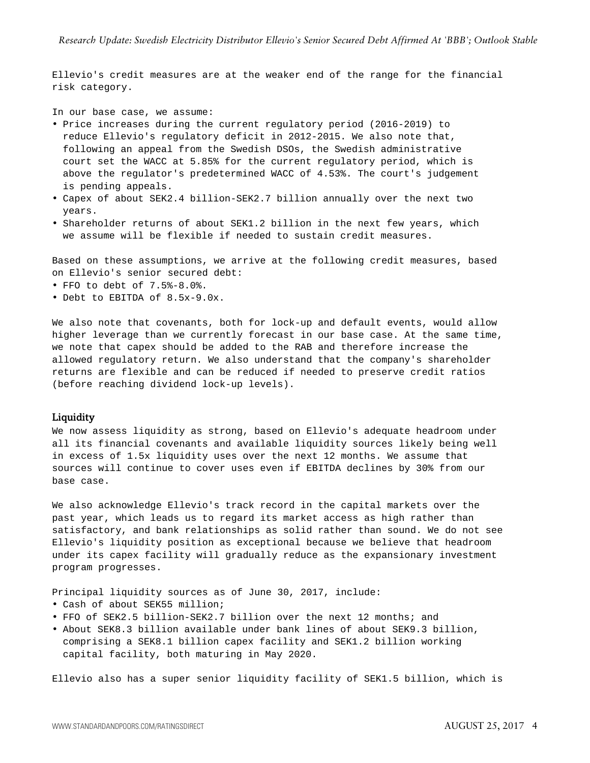Ellevio's credit measures are at the weaker end of the range for the financial risk category.

In our base case, we assume:

- Price increases during the current regulatory period (2016-2019) to reduce Ellevio's regulatory deficit in 2012-2015. We also note that, following an appeal from the Swedish DSOs, the Swedish administrative court set the WACC at 5.85% for the current regulatory period, which is above the regulator's predetermined WACC of 4.53%. The court's judgement is pending appeals.
- Capex of about SEK2.4 billion-SEK2.7 billion annually over the next two years.
- Shareholder returns of about SEK1.2 billion in the next few years, which we assume will be flexible if needed to sustain credit measures.

Based on these assumptions, we arrive at the following credit measures, based on Ellevio's senior secured debt:

- FFO to debt of 7.5%-8.0%.
- Debt to EBITDA of 8.5x-9.0x.

We also note that covenants, both for lock-up and default events, would allow higher leverage than we currently forecast in our base case. At the same time, we note that capex should be added to the RAB and therefore increase the allowed regulatory return. We also understand that the company's shareholder returns are flexible and can be reduced if needed to preserve credit ratios (before reaching dividend lock-up levels).

## Liquidity

We now assess liquidity as strong, based on Ellevio's adequate headroom under all its financial covenants and available liquidity sources likely being well in excess of 1.5x liquidity uses over the next 12 months. We assume that sources will continue to cover uses even if EBITDA declines by 30% from our base case.

We also acknowledge Ellevio's track record in the capital markets over the past year, which leads us to regard its market access as high rather than satisfactory, and bank relationships as solid rather than sound. We do not see Ellevio's liquidity position as exceptional because we believe that headroom under its capex facility will gradually reduce as the expansionary investment program progresses.

Principal liquidity sources as of June 30, 2017, include:

- Cash of about SEK55 million;
- FFO of SEK2.5 billion-SEK2.7 billion over the next 12 months; and
- About SEK8.3 billion available under bank lines of about SEK9.3 billion, comprising a SEK8.1 billion capex facility and SEK1.2 billion working capital facility, both maturing in May 2020.

Ellevio also has a super senior liquidity facility of SEK1.5 billion, which is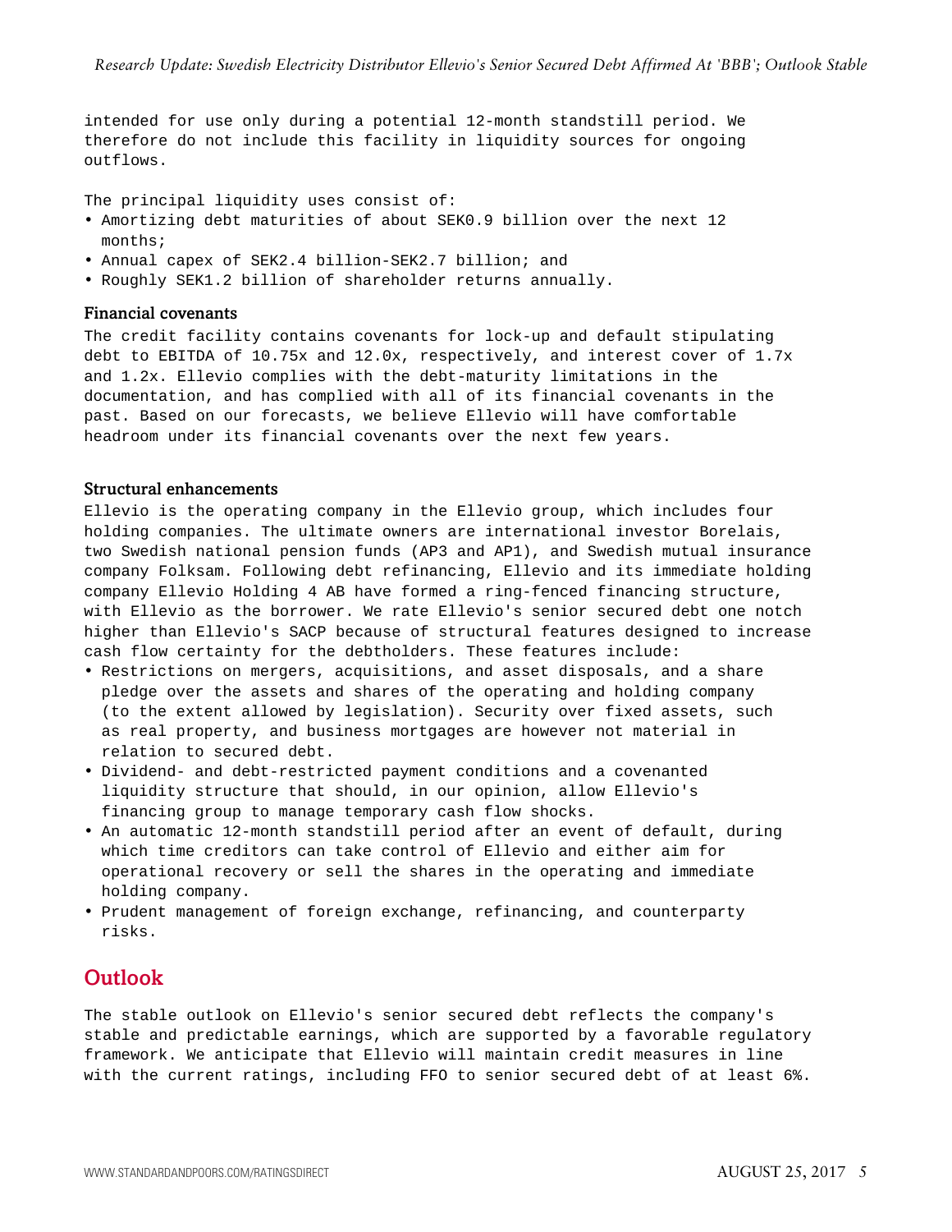intended for use only during a potential 12-month standstill period. We therefore do not include this facility in liquidity sources for ongoing outflows.

The principal liquidity uses consist of:

- Amortizing debt maturities of about SEK0.9 billion over the next 12 months;
- Annual capex of SEK2.4 billion-SEK2.7 billion; and
- Roughly SEK1.2 billion of shareholder returns annually.

### Financial covenants

The credit facility contains covenants for lock-up and default stipulating debt to EBITDA of 10.75x and 12.0x, respectively, and interest cover of 1.7x and 1.2x. Ellevio complies with the debt-maturity limitations in the documentation, and has complied with all of its financial covenants in the past. Based on our forecasts, we believe Ellevio will have comfortable headroom under its financial covenants over the next few years.

### Structural enhancements

Ellevio is the operating company in the Ellevio group, which includes four holding companies. The ultimate owners are international investor Borelais, two Swedish national pension funds (AP3 and AP1), and Swedish mutual insurance company Folksam. Following debt refinancing, Ellevio and its immediate holding company Ellevio Holding 4 AB have formed a ring-fenced financing structure, with Ellevio as the borrower. We rate Ellevio's senior secured debt one notch higher than Ellevio's SACP because of structural features designed to increase cash flow certainty for the debtholders. These features include:

- Restrictions on mergers, acquisitions, and asset disposals, and a share pledge over the assets and shares of the operating and holding company (to the extent allowed by legislation). Security over fixed assets, such as real property, and business mortgages are however not material in relation to secured debt.
- Dividend- and debt-restricted payment conditions and a covenanted liquidity structure that should, in our opinion, allow Ellevio's financing group to manage temporary cash flow shocks.
- An automatic 12-month standstill period after an event of default, during which time creditors can take control of Ellevio and either aim for operational recovery or sell the shares in the operating and immediate holding company.
- Prudent management of foreign exchange, refinancing, and counterparty risks.

## Outlook

The stable outlook on Ellevio's senior secured debt reflects the company's stable and predictable earnings, which are supported by a favorable regulatory framework. We anticipate that Ellevio will maintain credit measures in line with the current ratings, including FFO to senior secured debt of at least 6%.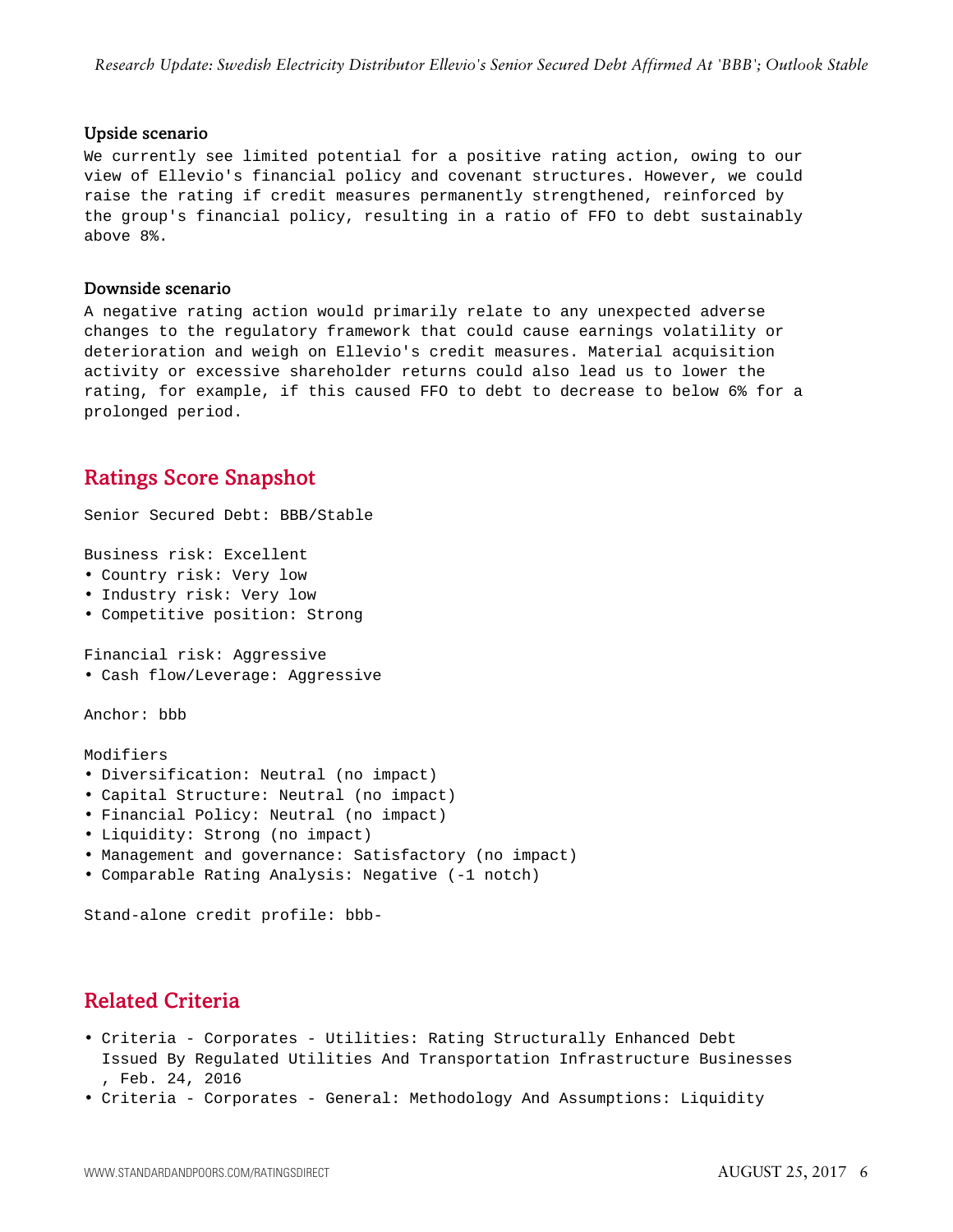### Upside scenario

We currently see limited potential for a positive rating action, owing to our view of Ellevio's financial policy and covenant structures. However, we could raise the rating if credit measures permanently strengthened, reinforced by the group's financial policy, resulting in a ratio of FFO to debt sustainably above 8%.

### Downside scenario

A negative rating action would primarily relate to any unexpected adverse changes to the regulatory framework that could cause earnings volatility or deterioration and weigh on Ellevio's credit measures. Material acquisition activity or excessive shareholder returns could also lead us to lower the rating, for example, if this caused FFO to debt to decrease to below 6% for a prolonged period.

## Ratings Score Snapshot

Senior Secured Debt: BBB/Stable

Business risk: Excellent

- Country risk: Very low
- Industry risk: Very low
- Competitive position: Strong

Financial risk: Aggressive

- Cash flow/Leverage: Aggressive

Anchor: bbb

Modifiers

- Diversification: Neutral (no impact)
- Capital Structure: Neutral (no impact)
- Financial Policy: Neutral (no impact)
- Liquidity: Strong (no impact)
- Management and governance: Satisfactory (no impact)
- Comparable Rating Analysis: Negative (-1 notch)

Stand-alone credit profile: bbb-

## Related Criteria

- Criteria - Corporates - Utilities: Rating Structurally Enhanced Debt Issued By Regulated Utilities And Transportation Infrastructure Businesses , Feb. 24, 2016
- Criteria - Corporates - General: Methodology And Assumptions: Liquidity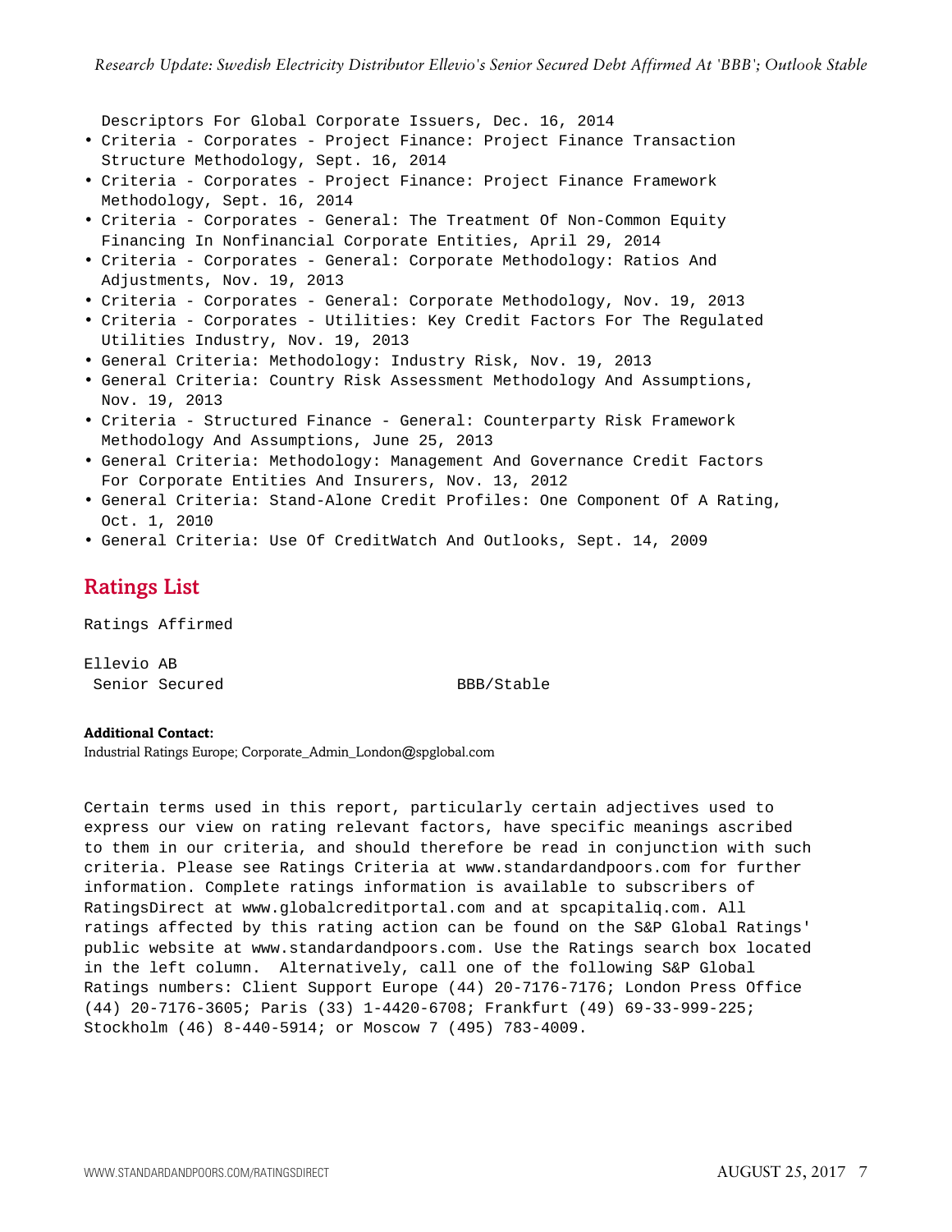Descriptors For Global Corporate Issuers, Dec. 16, 2014

- Criteria - Corporates - Project Finance: Project Finance Transaction Structure Methodology, Sept. 16, 2014
- Criteria - Corporates - Project Finance: Project Finance Framework Methodology, Sept. 16, 2014
- Criteria - Corporates - General: The Treatment Of Non-Common Equity Financing In Nonfinancial Corporate Entities, April 29, 2014
- Criteria - Corporates - General: Corporate Methodology: Ratios And Adjustments, Nov. 19, 2013
- Criteria - Corporates - General: Corporate Methodology, Nov. 19, 2013
- Criteria - Corporates - Utilities: Key Credit Factors For The Regulated Utilities Industry, Nov. 19, 2013
- General Criteria: Methodology: Industry Risk, Nov. 19, 2013
- General Criteria: Country Risk Assessment Methodology And Assumptions, Nov. 19, 2013
- Criteria - Structured Finance - General: Counterparty Risk Framework Methodology And Assumptions, June 25, 2013
- General Criteria: Methodology: Management And Governance Credit Factors For Corporate Entities And Insurers, Nov. 13, 2012
- General Criteria: Stand-Alone Credit Profiles: One Component Of A Rating, Oct. 1, 2010
- General Criteria: Use Of CreditWatch And Outlooks, Sept. 14, 2009

## Ratings List

Ratings Affirmed

| | |
|---|---|
| Ellevio AB | |
| Senior Secured | BBB/Stable |

**Additional Contact:**
Industrial Ratings Europe; Corporate_Admin_London@spglobal.com

Certain terms used in this report, particularly certain adjectives used to express our view on rating relevant factors, have specific meanings ascribed to them in our criteria, and should therefore be read in conjunction with such criteria. Please see Ratings Criteria at www.standardandpoors.com for further information. Complete ratings information is available to subscribers of RatingsDirect at www.globalcreditportal.com and at spcapitaliq.com. All ratings affected by this rating action can be found on the S&P Global Ratings' public website at www.standardandpoors.com. Use the Ratings search box located in the left column. Alternatively, call one of the following S&P Global Ratings numbers: Client Support Europe (44) 20-7176-7176; London Press Office (44) 20-7176-3605; Paris (33) 1-4420-6708; Frankfurt (49) 69-33-999-225; Stockholm (46) 8-440-5914; or Moscow 7 (495) 783-4009.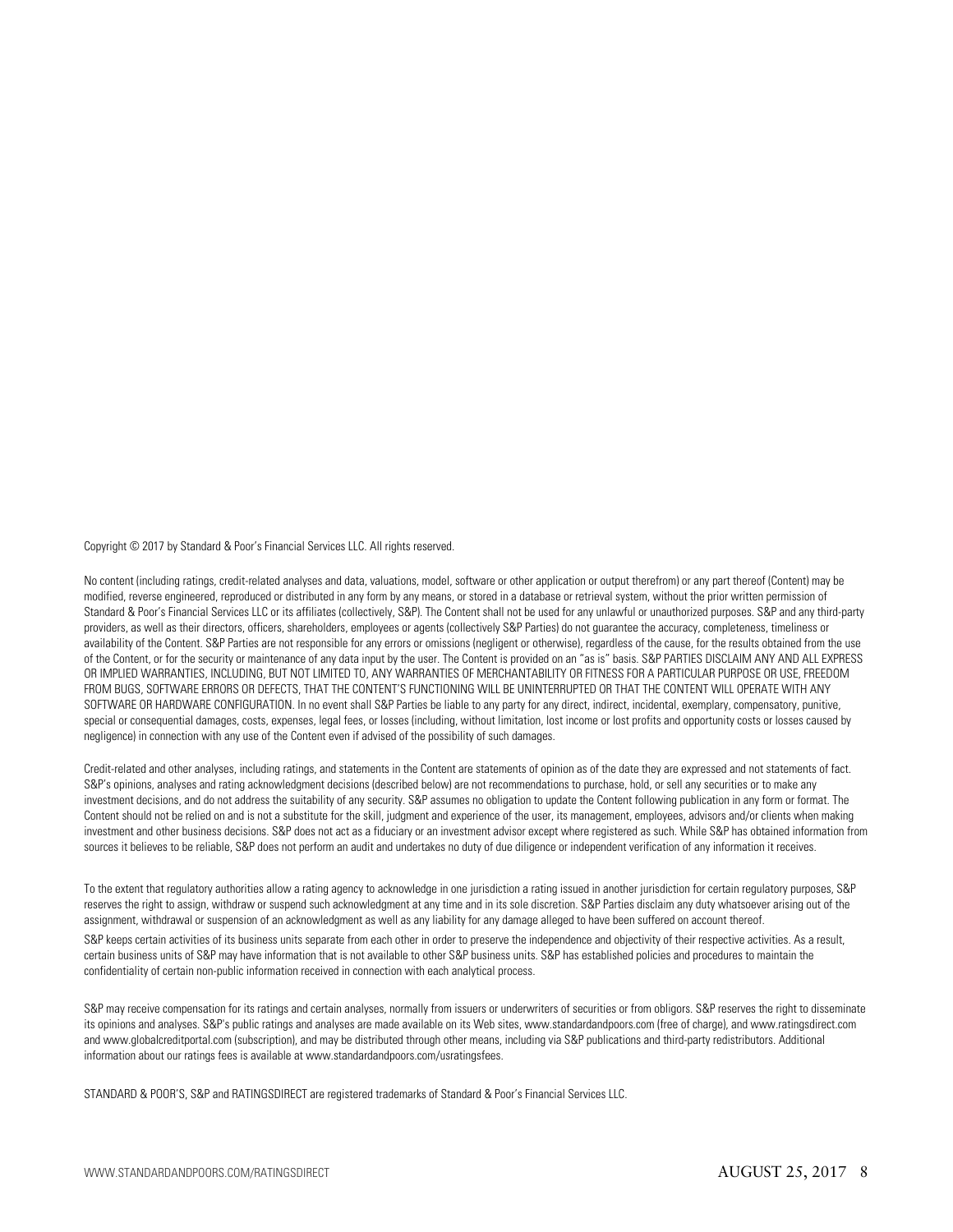Copyright © 2017 by Standard & Poor's Financial Services LLC. All rights reserved.

No content (including ratings, credit-related analyses and data, valuations, model, software or other application or output therefrom) or any part thereof (Content) may be modified, reverse engineered, reproduced or distributed in any form by any means, or stored in a database or retrieval system, without the prior written permission of Standard & Poor's Financial Services LLC or its affiliates (collectively, S&P). The Content shall not be used for any unlawful or unauthorized purposes. S&P and any third-party providers, as well as their directors, officers, shareholders, employees or agents (collectively S&P Parties) do not guarantee the accuracy, completeness, timeliness or availability of the Content. S&P Parties are not responsible for any errors or omissions (negligent or otherwise), regardless of the cause, for the results obtained from the use of the Content, or for the security or maintenance of any data input by the user. The Content is provided on an "as is" basis. S&P PARTIES DISCLAIM ANY AND ALL EXPRESS OR IMPLIED WARRANTIES, INCLUDING, BUT NOT LIMITED TO, ANY WARRANTIES OF MERCHANTABILITY OR FITNESS FOR A PARTICULAR PURPOSE OR USE, FREEDOM FROM BUGS, SOFTWARE ERRORS OR DEFECTS, THAT THE CONTENT'S FUNCTIONING WILL BE UNINTERRUPTED OR THAT THE CONTENT WILL OPERATE WITH ANY SOFTWARE OR HARDWARE CONFIGURATION. In no event shall S&P Parties be liable to any party for any direct, indirect, incidental, exemplary, compensatory, punitive, special or consequential damages, costs, expenses, legal fees, or losses (including, without limitation, lost income or lost profits and opportunity costs or losses caused by negligence) in connection with any use of the Content even if advised of the possibility of such damages.

Credit-related and other analyses, including ratings, and statements in the Content are statements of opinion as of the date they are expressed and not statements of fact. S&P's opinions, analyses and rating acknowledgment decisions (described below) are not recommendations to purchase, hold, or sell any securities or to make any investment decisions, and do not address the suitability of any security. S&P assumes no obligation to update the Content following publication in any form or format. The Content should not be relied on and is not a substitute for the skill, judgment and experience of the user, its management, employees, advisors and/or clients when making investment and other business decisions. S&P does not act as a fiduciary or an investment advisor except where registered as such. While S&P has obtained information from sources it believes to be reliable, S&P does not perform an audit and undertakes no duty of due diligence or independent verification of any information it receives.

To the extent that regulatory authorities allow a rating agency to acknowledge in one jurisdiction a rating issued in another jurisdiction for certain regulatory purposes, S&P reserves the right to assign, withdraw or suspend such acknowledgment at any time and in its sole discretion. S&P Parties disclaim any duty whatsoever arising out of the assignment, withdrawal or suspension of an acknowledgment as well as any liability for any damage alleged to have been suffered on account thereof.

S&P keeps certain activities of its business units separate from each other in order to preserve the independence and objectivity of their respective activities. As a result, certain business units of S&P may have information that is not available to other S&P business units. S&P has established policies and procedures to maintain the confidentiality of certain non-public information received in connection with each analytical process.

S&P may receive compensation for its ratings and certain analyses, normally from issuers or underwriters of securities or from obligors. S&P reserves the right to disseminate its opinions and analyses. S&P's public ratings and analyses are made available on its Web sites, www.standardandpoors.com (free of charge), and www.ratingsdirect.com and www.globalcreditportal.com (subscription), and may be distributed through other means, including via S&P publications and third-party redistributors. Additional information about our ratings fees is available at www.standardandpoors.com/usratingsfees.

STANDARD & POOR'S, S&P and RATINGSDIRECT are registered trademarks of Standard & Poor's Financial Services LLC.